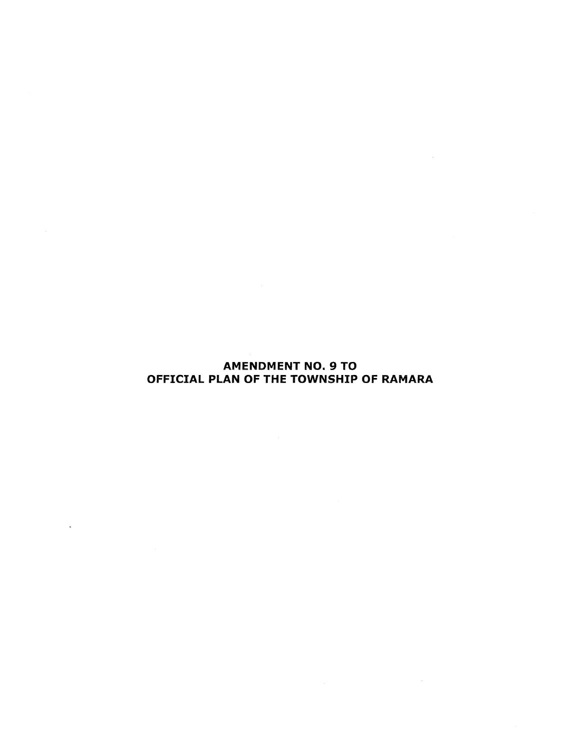# AMENDMENT NO. 9 TO
# OFFICIAL PLAN OF THE TOWNSHIP OF RAMARA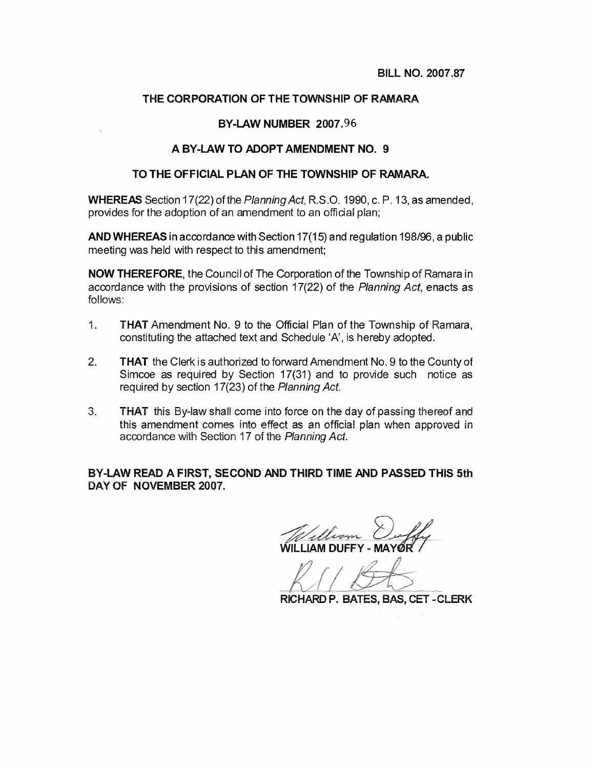BILL NO. 2007.87

# THE CORPORATION OF THE TOWNSHIP OF RAMARA

## BY-LAW NUMBER 2007.96

## A BY-LAW TO ADOPT AMENDMENT NO. 9

## TO THE OFFICIAL PLAN OF THE TOWNSHIP OF RAMARA.

**WHEREAS** Section 17(22) of the *Planning Act*, R.S.O. 1990, c. P. 13, as amended, provides for the adoption of an amendment to an official plan;

**AND WHEREAS** in accordance with Section 17(15) and regulation 198/96, a public meeting was held with respect to this amendment;

**NOW THEREFORE**, the Council of The Corporation of the Township of Ramara in accordance with the provisions of section 17(22) of the *Planning Act*, enacts as follows:

1. **THAT** Amendment No. 9 to the Official Plan of the Township of Ramara, constituting the attached text and Schedule 'A', is hereby adopted.

2. **THAT** the Clerk is authorized to forward Amendment No. 9 to the County of Simcoe as required by Section 17(31) and to provide such notice as required by section 17(23) of the *Planning Act*.

3. **THAT** this By-law shall come into force on the day of passing thereof and this amendment comes into effect as an official plan when approved in accordance with Section 17 of the *Planning Act*.

**BY-LAW READ A FIRST, SECOND AND THIRD TIME AND PASSED THIS 5th DAY OF NOVEMBER 2007.**

WILLIAM DUFFY - MAYOR

RICHARD P. BATES, BAS, CET - CLERK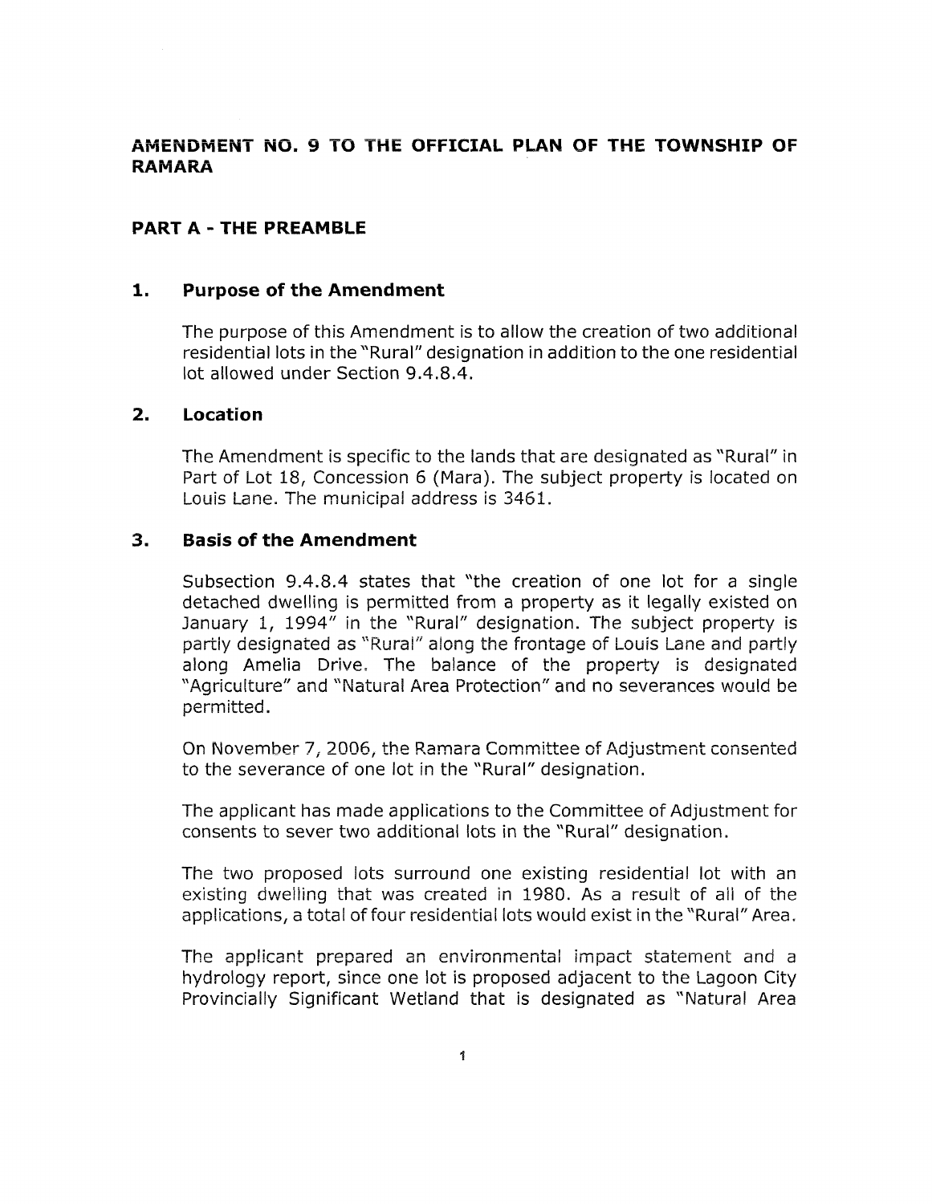# AMENDMENT NO. 9 TO THE OFFICIAL PLAN OF THE TOWNSHIP OF RAMARA

## PART A - THE PREAMBLE

### 1. Purpose of the Amendment

The purpose of this Amendment is to allow the creation of two additional residential lots in the "Rural" designation in addition to the one residential lot allowed under Section 9.4.8.4.

### 2. Location

The Amendment is specific to the lands that are designated as "Rural" in Part of Lot 18, Concession 6 (Mara). The subject property is located on Louis Lane. The municipal address is 3461.

### 3. Basis of the Amendment

Subsection 9.4.8.4 states that "the creation of one lot for a single detached dwelling is permitted from a property as it legally existed on January 1, 1994" in the "Rural" designation. The subject property is partly designated as "Rural" along the frontage of Louis Lane and partly along Amelia Drive. The balance of the property is designated "Agriculture" and "Natural Area Protection" and no severances would be permitted.

On November 7, 2006, the Ramara Committee of Adjustment consented to the severance of one lot in the "Rural" designation.

The applicant has made applications to the Committee of Adjustment for consents to sever two additional lots in the "Rural" designation.

The two proposed lots surround one existing residential lot with an existing dwelling that was created in 1980. As a result of all of the applications, a total of four residential lots would exist in the "Rural" Area.

The applicant prepared an environmental impact statement and a hydrology report, since one lot is proposed adjacent to the Lagoon City Provincially Significant Wetland that is designated as "Natural Area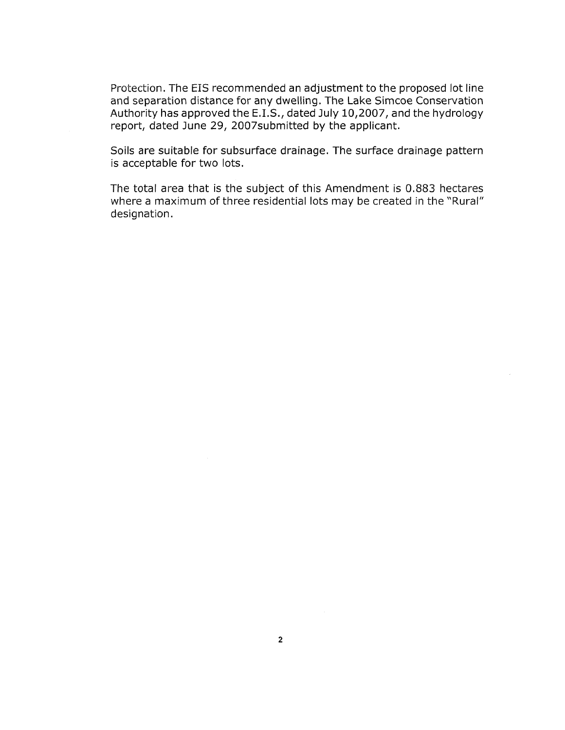Protection. The EIS recommended an adjustment to the proposed lot line and separation distance for any dwelling. The Lake Simcoe Conservation Authority has approved the E.I.S., dated July 10,2007, and the hydrology report, dated June 29, 2007submitted by the applicant.

Soils are suitable for subsurface drainage. The surface drainage pattern is acceptable for two lots.

The total area that is the subject of this Amendment is 0.883 hectares where a maximum of three residential lots may be created in the "Rural" designation.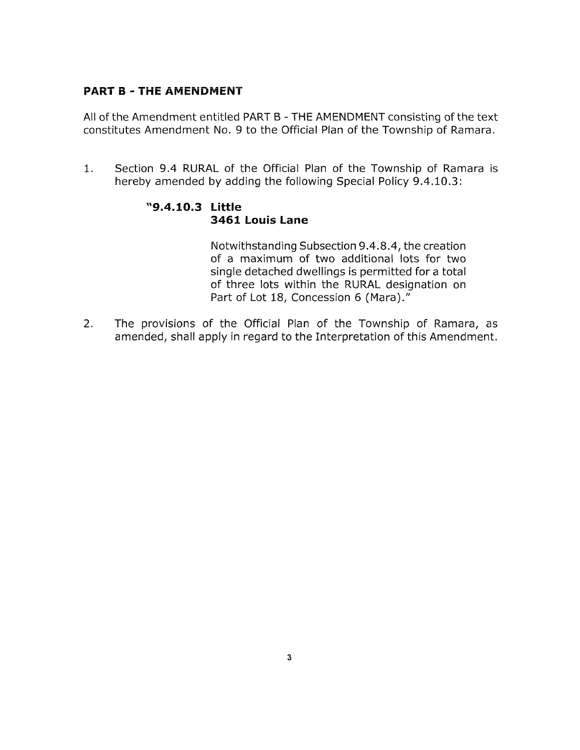## PART B - THE AMENDMENT

All of the Amendment entitled PART B - THE AMENDMENT consisting of the text constitutes Amendment No. 9 to the Official Plan of the Township of Ramara.

1. Section 9.4 RURAL of the Official Plan of the Township of Ramara is hereby amended by adding the following Special Policy 9.4.10.3:

   **"9.4.10.3 Little**
   **3461 Louis Lane**

   Notwithstanding Subsection 9.4.8.4, the creation of a maximum of two additional lots for two single detached dwellings is permitted for a total of three lots within the RURAL designation on Part of Lot 18, Concession 6 (Mara)."

2. The provisions of the Official Plan of the Township of Ramara, as amended, shall apply in regard to the Interpretation of this Amendment.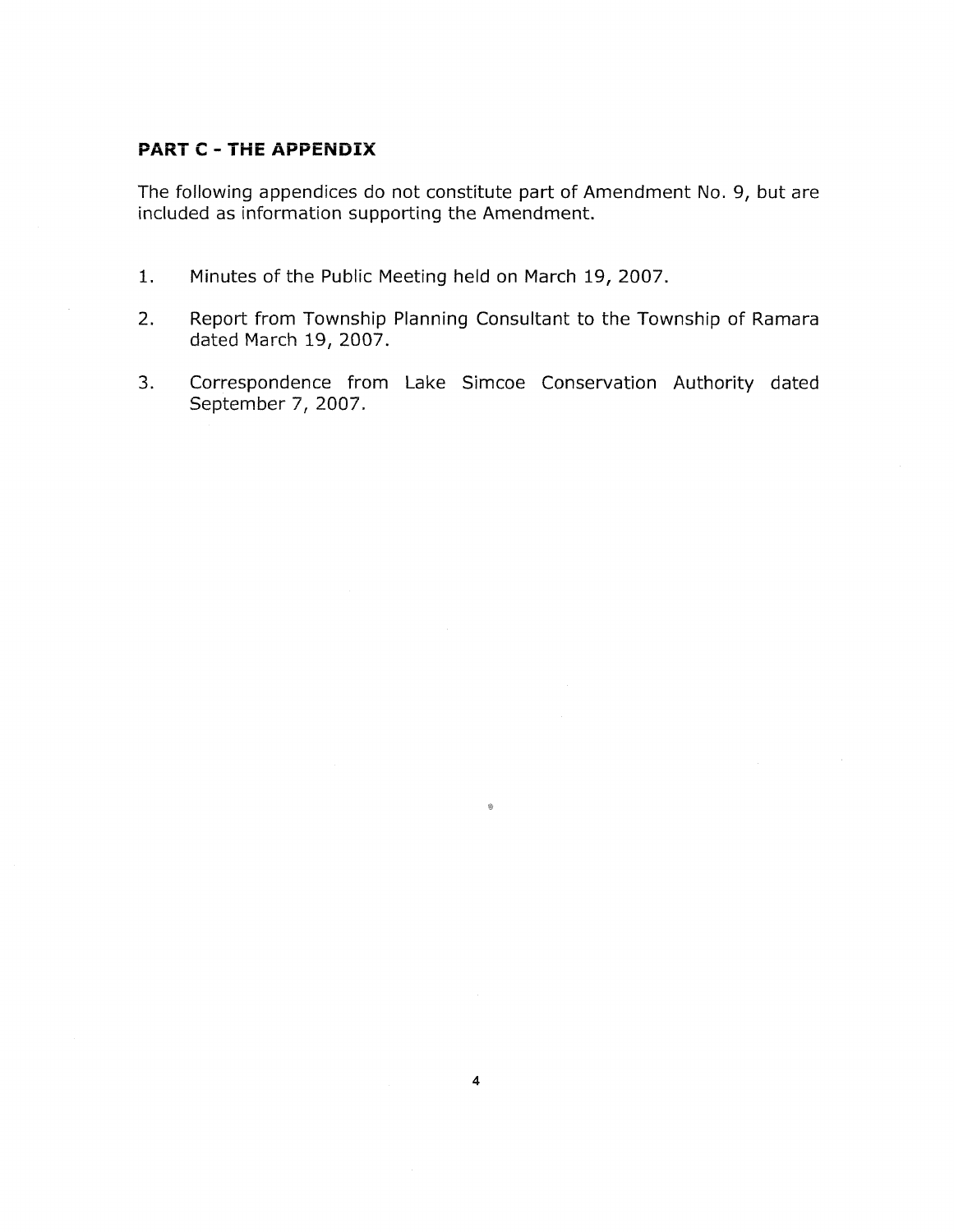## PART C - THE APPENDIX

The following appendices do not constitute part of Amendment No. 9, but are included as information supporting the Amendment.

1. Minutes of the Public Meeting held on March 19, 2007.
2. Report from Township Planning Consultant to the Township of Ramara dated March 19, 2007.
3. Correspondence from Lake Simcoe Conservation Authority dated September 7, 2007.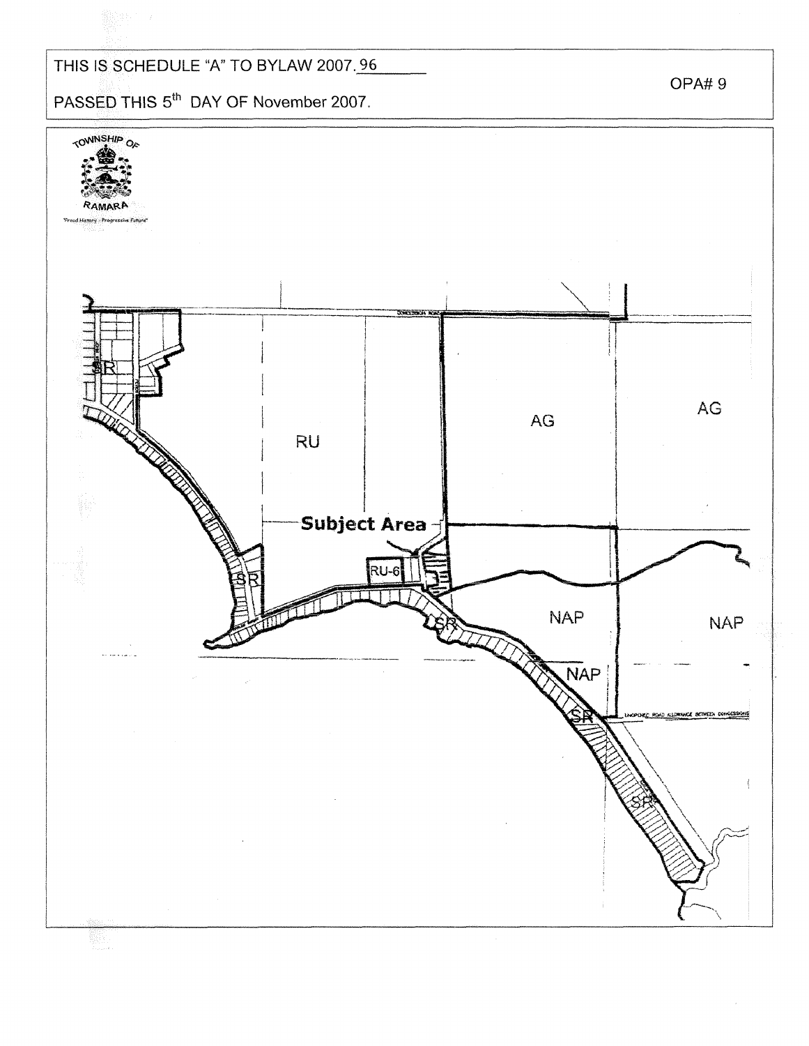THIS IS SCHEDULE "A" TO BYLAW 2007. 96

PASSED THIS 5th DAY OF November 2007.

OPA# 9

TOWNSHIP OF RAMARA

"Proud History · Progressive Future"

RU

AG

AG

Subject Area

RU-6

SR

SR

SR

SR

NAP

NAP

NAP

SR

SR